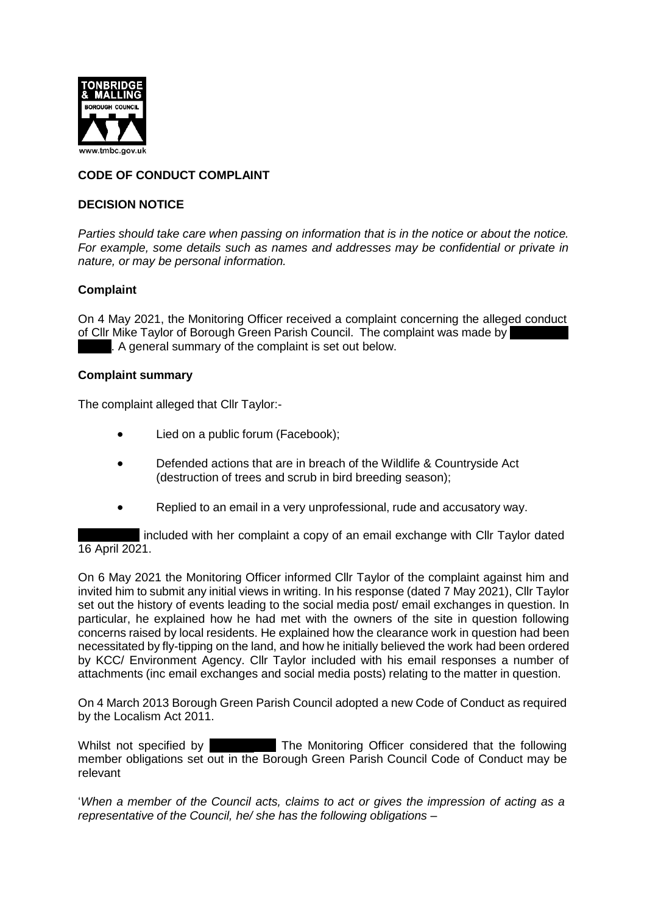## CODE OF CONDUCT COMPLAINT

## DECISION NOTICE

*Parties should take care when passing on information that is in the notice or about the notice. For example, some details such as names and addresses may be confidential or private in nature, or may be personal information.*

**Complaint**

On 4 May 2021, the Monitoring Officer received a complaint concerning the alleged conduct of Cllr Mike Taylor of Borough Green Parish Council. The complaint was made by . A general summary of the complaint is set out below.

**Complaint summary**

The complaint alleged that Cllr Taylor:-

- Lied on a public forum (Facebook);
- Defended actions that are in breach of the Wildlife & Countryside Act (destruction of trees and scrub in bird breeding season);
- Replied to an email in a very unprofessional, rude and accusatory way.

included with her complaint a copy of an email exchange with Cllr Taylor dated 16 April 2021.

On 6 May 2021 the Monitoring Officer informed Cllr Taylor of the complaint against him and invited him to submit any initial views in writing. In his response (dated 7 May 2021), Cllr Taylor set out the history of events leading to the social media post/ email exchanges in question. In particular, he explained how he had met with the owners of the site in question following concerns raised by local residents. He explained how the clearance work in question had been necessitated by fly-tipping on the land, and how he initially believed the work had been ordered by KCC/ Environment Agency. Cllr Taylor included with his email responses a number of attachments (inc email exchanges and social media posts) relating to the matter in question.

On 4 March 2013 Borough Green Parish Council adopted a new Code of Conduct as required by the Localism Act 2011.

Whilst not specified by The Monitoring Officer considered that the following member obligations set out in the Borough Green Parish Council Code of Conduct may be relevant

'*When a member of the Council acts, claims to act or gives the impression of acting as a representative of the Council, he/ she has the following obligations –*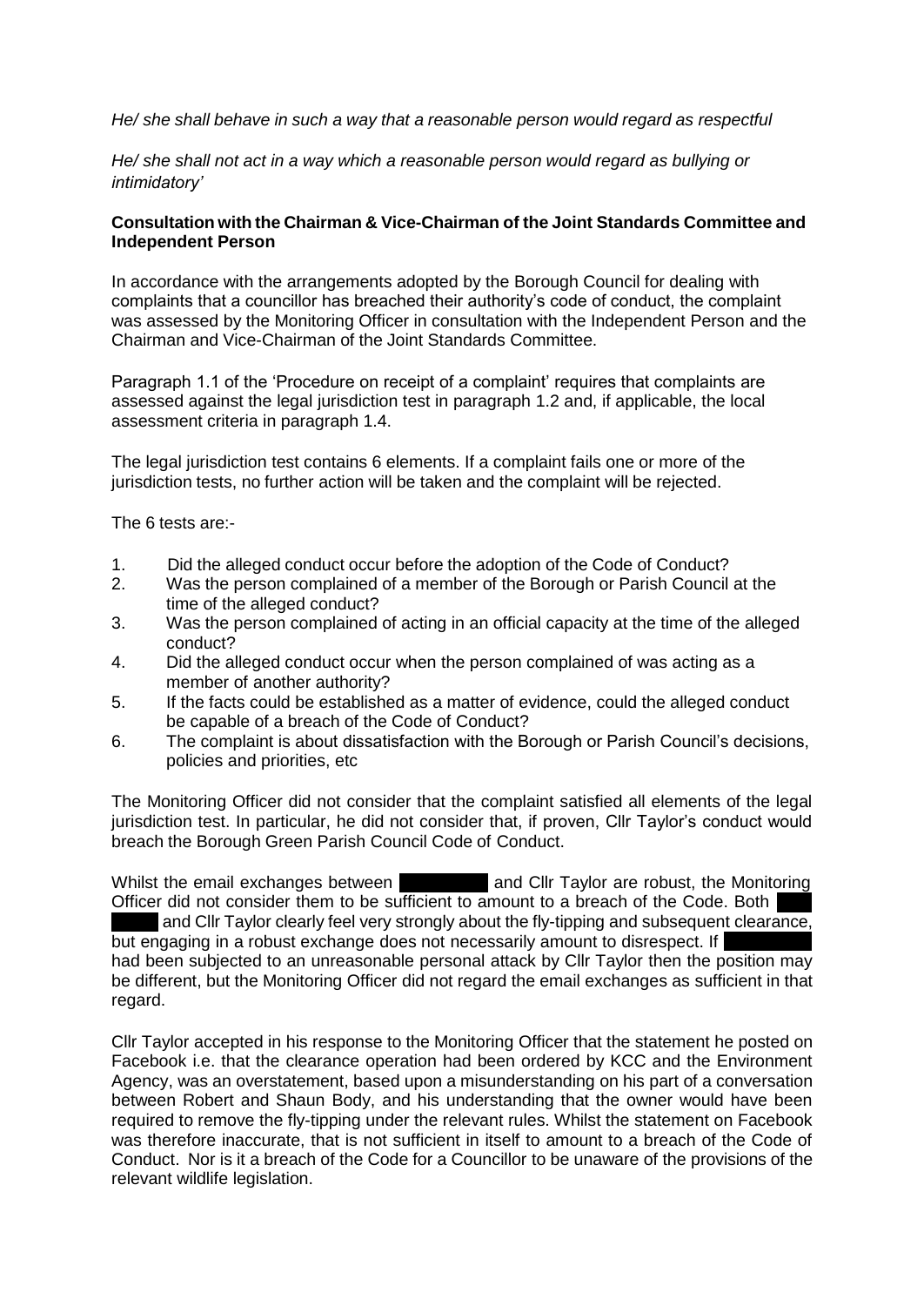*He/ she shall behave in such a way that a reasonable person would regard as respectful*

*He/ she shall not act in a way which a reasonable person would regard as bullying or intimidatory'*

**Consultation with the Chairman & Vice-Chairman of the Joint Standards Committee and Independent Person**

In accordance with the arrangements adopted by the Borough Council for dealing with complaints that a councillor has breached their authority's code of conduct, the complaint was assessed by the Monitoring Officer in consultation with the Independent Person and the Chairman and Vice-Chairman of the Joint Standards Committee.

Paragraph 1.1 of the 'Procedure on receipt of a complaint' requires that complaints are assessed against the legal jurisdiction test in paragraph 1.2 and, if applicable, the local assessment criteria in paragraph 1.4.

The legal jurisdiction test contains 6 elements. If a complaint fails one or more of the jurisdiction tests, no further action will be taken and the complaint will be rejected.

The 6 tests are:-

1. Did the alleged conduct occur before the adoption of the Code of Conduct?
2. Was the person complained of a member of the Borough or Parish Council at the time of the alleged conduct?
3. Was the person complained of acting in an official capacity at the time of the alleged conduct?
4. Did the alleged conduct occur when the person complained of was acting as a member of another authority?
5. If the facts could be established as a matter of evidence, could the alleged conduct be capable of a breach of the Code of Conduct?
6. The complaint is about dissatisfaction with the Borough or Parish Council's decisions, policies and priorities, etc

The Monitoring Officer did not consider that the complaint satisfied all elements of the legal jurisdiction test. In particular, he did not consider that, if proven, Cllr Taylor's conduct would breach the Borough Green Parish Council Code of Conduct.

Whilst the email exchanges between [redacted] and Cllr Taylor are robust, the Monitoring Officer did not consider them to be sufficient to amount to a breach of the Code. Both [redacted] and Cllr Taylor clearly feel very strongly about the fly-tipping and subsequent clearance, but engaging in a robust exchange does not necessarily amount to disrespect. If [redacted] had been subjected to an unreasonable personal attack by Cllr Taylor then the position may be different, but the Monitoring Officer did not regard the email exchanges as sufficient in that regard.

Cllr Taylor accepted in his response to the Monitoring Officer that the statement he posted on Facebook i.e. that the clearance operation had been ordered by KCC and the Environment Agency, was an overstatement, based upon a misunderstanding on his part of a conversation between Robert and Shaun Body, and his understanding that the owner would have been required to remove the fly-tipping under the relevant rules. Whilst the statement on Facebook was therefore inaccurate, that is not sufficient in itself to amount to a breach of the Code of Conduct. Nor is it a breach of the Code for a Councillor to be unaware of the provisions of the relevant wildlife legislation.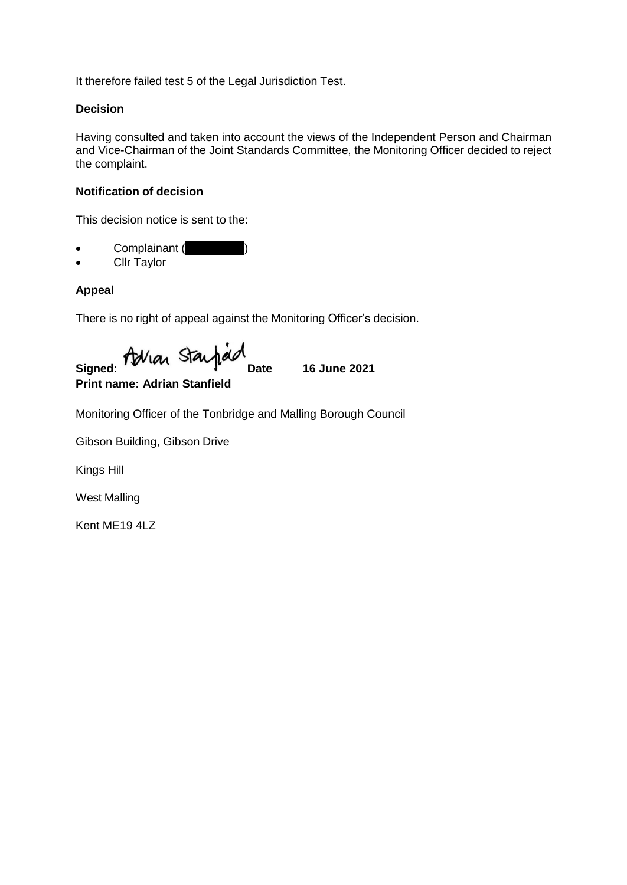It therefore failed test 5 of the Legal Jurisdiction Test.

**Decision**

Having consulted and taken into account the views of the Independent Person and Chairman and Vice-Chairman of the Joint Standards Committee, the Monitoring Officer decided to reject the complaint.

**Notification of decision**

This decision notice is sent to the:

- Complainant (█████)
- Cllr Taylor

**Appeal**

There is no right of appeal against the Monitoring Officer's decision.

**Signed:** Adrian Stanfield **Date** **16 June 2021**

**Print name: Adrian Stanfield**

Monitoring Officer of the Tonbridge and Malling Borough Council

Gibson Building, Gibson Drive

Kings Hill

West Malling

Kent ME19 4LZ